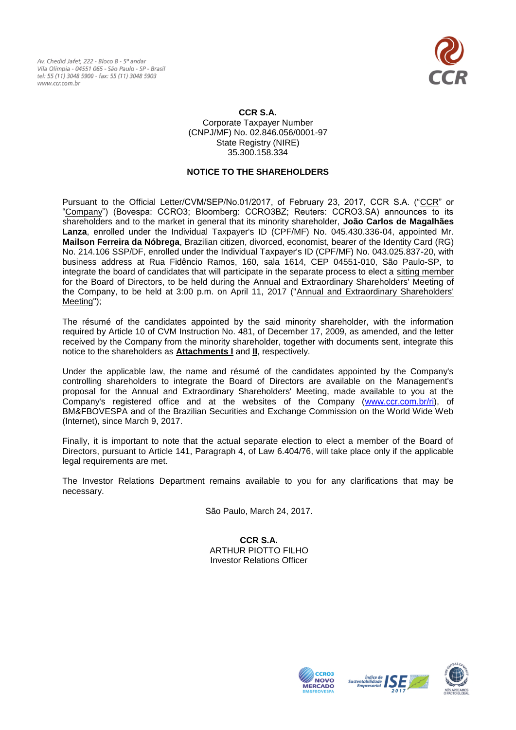Av. Chedid Jafet, 222 - Bloco B - 5º andar
Vila Olímpia - 04551 065 - São Paulo - SP - Brasil
tel: 55 (11) 3048 5900 - fax: 55 (11) 3048 5903
www.ccr.com.br

**CCR S.A.**
Corporate Taxpayer Number
(CNPJ/MF) No. 02.846.056/0001-97
State Registry (NIRE)
35.300.158.334

**NOTICE TO THE SHAREHOLDERS**

Pursuant to the Official Letter/CVM/SEP/No.01/2017, of February 23, 2017, CCR S.A. ("CCR" or "Company") (Bovespa: CCRO3; Bloomberg: CCRO3BZ; Reuters: CCRO3.SA) announces to its shareholders and to the market in general that its minority shareholder, **João Carlos de Magalhães Lanza**, enrolled under the Individual Taxpayer's ID (CPF/MF) No. 045.430.336-04, appointed Mr. **Mailson Ferreira da Nóbrega**, Brazilian citizen, divorced, economist, bearer of the Identity Card (RG) No. 214.106 SSP/DF, enrolled under the Individual Taxpayer's ID (CPF/MF) No. 043.025.837-20, with business address at Rua Fidêncio Ramos, 160, sala 1614, CEP 04551-010, São Paulo-SP, to integrate the board of candidates that will participate in the separate process to elect a sitting member for the Board of Directors, to be held during the Annual and Extraordinary Shareholders' Meeting of the Company, to be held at 3:00 p.m. on April 11, 2017 ("Annual and Extraordinary Shareholders' Meeting");

The résumé of the candidates appointed by the said minority shareholder, with the information required by Article 10 of CVM Instruction No. 481, of December 17, 2009, as amended, and the letter received by the Company from the minority shareholder, together with documents sent, integrate this notice to the shareholders as **Attachments I** and **II**, respectively.

Under the applicable law, the name and résumé of the candidates appointed by the Company's controlling shareholders to integrate the Board of Directors are available on the Management's proposal for the Annual and Extraordinary Shareholders' Meeting, made available to you at the Company's registered office and at the websites of the Company (www.ccr.com.br/ri), of BM&FBOVESPA and of the Brazilian Securities and Exchange Commission on the World Wide Web (Internet), since March 9, 2017.

Finally, it is important to note that the actual separate election to elect a member of the Board of Directors, pursuant to Article 141, Paragraph 4, of Law 6.404/76, will take place only if the applicable legal requirements are met.

The Investor Relations Department remains available to you for any clarifications that may be necessary.

São Paulo, March 24, 2017.

**CCR S.A.**
ARTHUR PIOTTO FILHO
Investor Relations Officer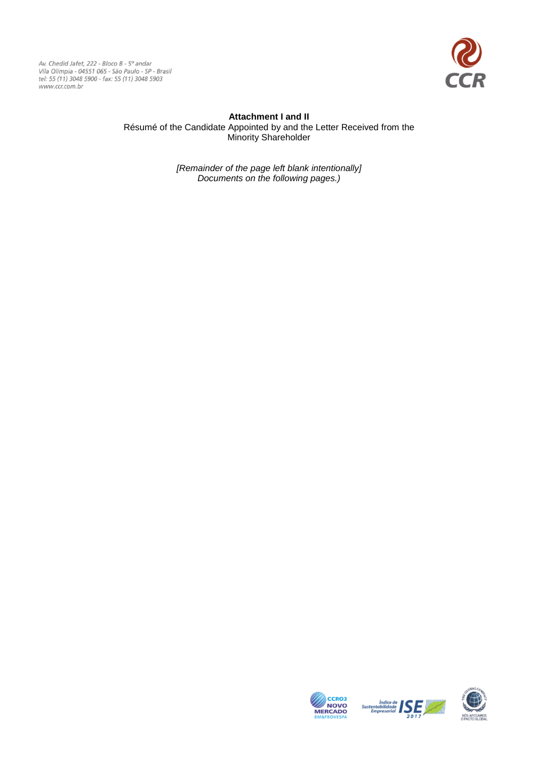**Attachment I and II**

Résumé of the Candidate Appointed by and the Letter Received from the Minority Shareholder

*[Remainder of the page left blank intentionally]*
*Documents on the following pages.)*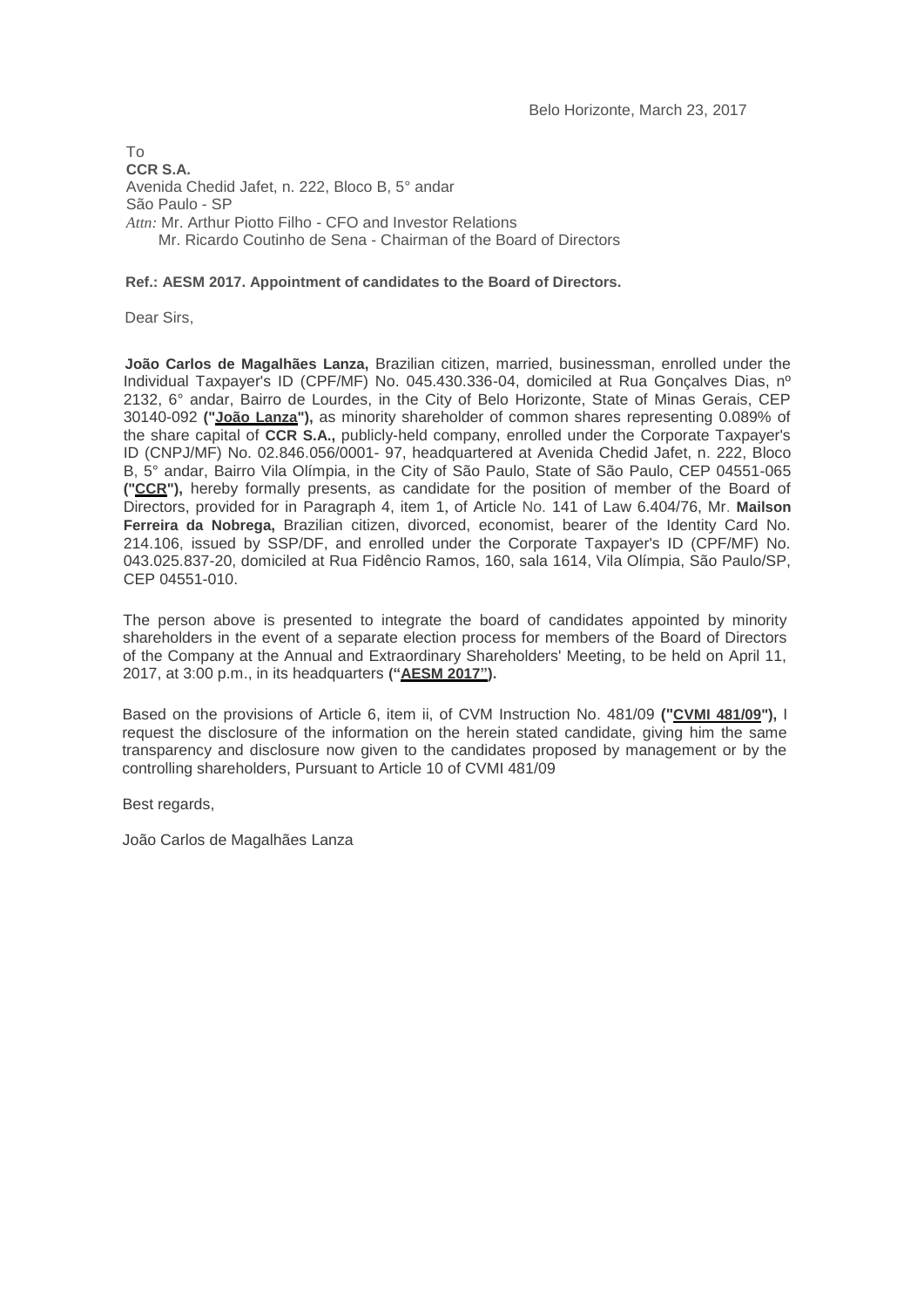Belo Horizonte, March 23, 2017

To
**CCR S.A.**
Avenida Chedid Jafet, n. 222, Bloco B, 5° andar
São Paulo - SP
*Attn:* Mr. Arthur Piotto Filho - CFO and Investor Relations
Mr. Ricardo Coutinho de Sena - Chairman of the Board of Directors

**Ref.: AESM 2017. Appointment of candidates to the Board of Directors.**

Dear Sirs,

**João Carlos de Magalhães Lanza,** Brazilian citizen, married, businessman, enrolled under the Individual Taxpayer's ID (CPF/MF) No. 045.430.336-04, domiciled at Rua Gonçalves Dias, nº 2132, 6° andar, Bairro de Lourdes, in the City of Belo Horizonte, State of Minas Gerais, CEP 30140-092 **("João Lanza"),** as minority shareholder of common shares representing 0.089% of the share capital of **CCR S.A.,** publicly-held company, enrolled under the Corporate Taxpayer's ID (CNPJ/MF) No. 02.846.056/0001- 97, headquartered at Avenida Chedid Jafet, n. 222, Bloco B, 5° andar, Bairro Vila Olímpia, in the City of São Paulo, State of São Paulo, CEP 04551-065 **("CCR"),** hereby formally presents, as candidate for the position of member of the Board of Directors, provided for in Paragraph 4, item 1, of Article No. 141 of Law 6.404/76, Mr. **Mailson Ferreira da Nobrega,** Brazilian citizen, divorced, economist, bearer of the Identity Card No. 214.106, issued by SSP/DF, and enrolled under the Corporate Taxpayer's ID (CPF/MF) No. 043.025.837-20, domiciled at Rua Fidêncio Ramos, 160, sala 1614, Vila Olímpia, São Paulo/SP, CEP 04551-010.

The person above is presented to integrate the board of candidates appointed by minority shareholders in the event of a separate election process for members of the Board of Directors of the Company at the Annual and Extraordinary Shareholders' Meeting, to be held on April 11, 2017, at 3:00 p.m., in its headquarters **("AESM 2017").**

Based on the provisions of Article 6, item ii, of CVM Instruction No. 481/09 **("CVMI 481/09"),** I request the disclosure of the information on the herein stated candidate, giving him the same transparency and disclosure now given to the candidates proposed by management or by the controlling shareholders, Pursuant to Article 10 of CVMI 481/09

Best regards,

João Carlos de Magalhães Lanza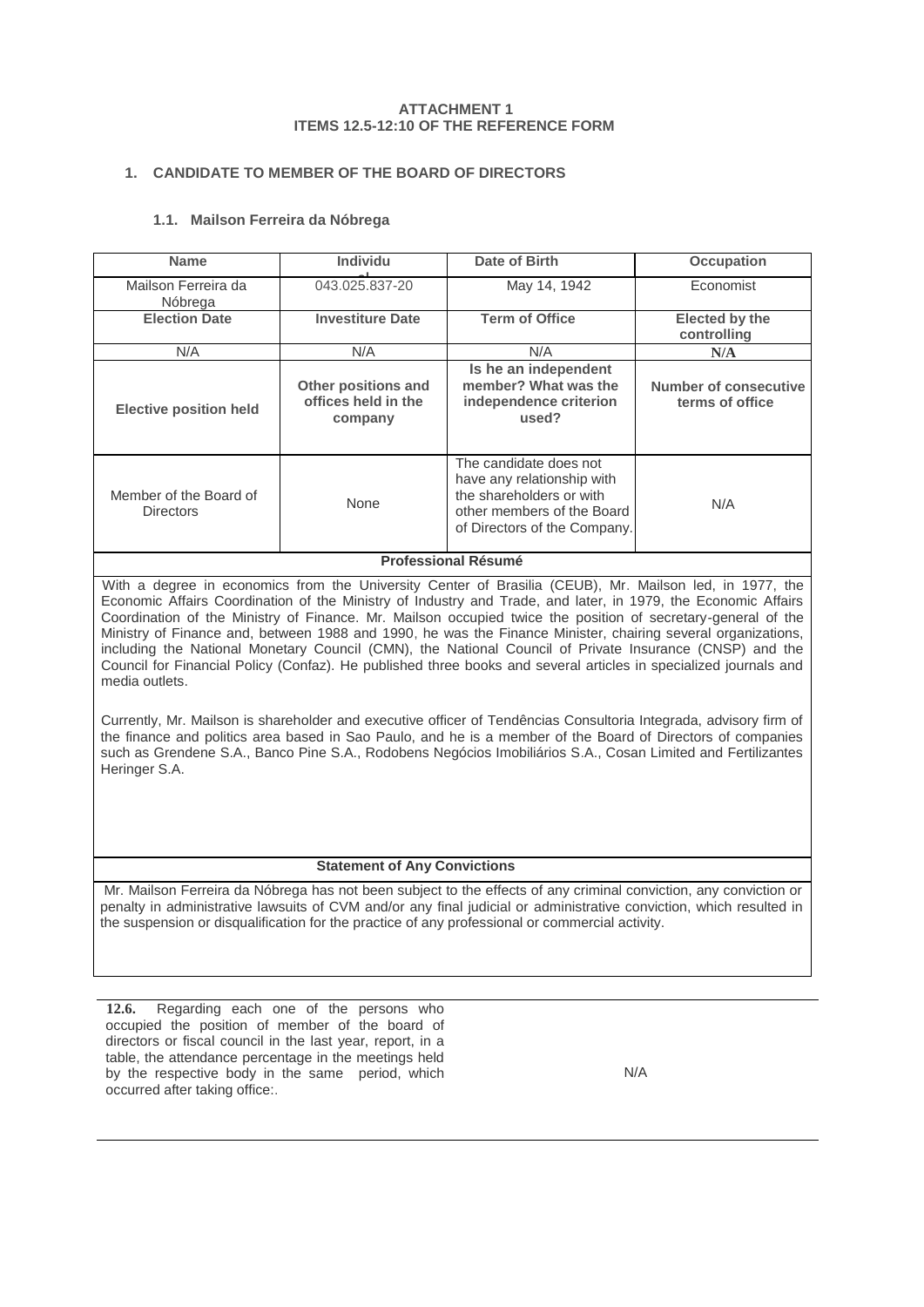**ATTACHMENT 1**
**ITEMS 12.5-12:10 OF THE REFERENCE FORM**

## 1. CANDIDATE TO MEMBER OF THE BOARD OF DIRECTORS

### 1.1. Mailson Ferreira da Nóbrega

| Name | Individual | Date of Birth | Occupation |
|---|---|---|---|
| Mailson Ferreira da Nóbrega | 043.025.837-20 | May 14, 1942 | Economist |
| **Election Date** | **Investiture Date** | **Term of Office** | **Elected by the controlling** |
| N/A | N/A | N/A | N/A |
| **Elective position held** | **Other positions and offices held in the company** | **Is he an independent member? What was the independence criterion used?** | **Number of consecutive terms of office** |
| Member of the Board of Directors | None | The candidate does not have any relationship with the shareholders or with other members of the Board of Directors of the Company. | N/A |

**Professional Résumé**

With a degree in economics from the University Center of Brasilia (CEUB), Mr. Mailson led, in 1977, the Economic Affairs Coordination of the Ministry of Industry and Trade, and later, in 1979, the Economic Affairs Coordination of the Ministry of Finance. Mr. Mailson occupied twice the position of secretary-general of the Ministry of Finance and, between 1988 and 1990, he was the Finance Minister, chairing several organizations, including the National Monetary Council (CMN), the National Council of Private Insurance (CNSP) and the Council for Financial Policy (Confaz). He published three books and several articles in specialized journals and media outlets.

Currently, Mr. Mailson is shareholder and executive officer of Tendências Consultoria Integrada, advisory firm of the finance and politics area based in Sao Paulo, and he is a member of the Board of Directors of companies such as Grendene S.A., Banco Pine S.A., Rodobens Negócios Imobiliários S.A., Cosan Limited and Fertilizantes Heringer S.A.

**Statement of Any Convictions**

Mr. Mailson Ferreira da Nóbrega has not been subject to the effects of any criminal conviction, any conviction or penalty in administrative lawsuits of CVM and/or any final judicial or administrative conviction, which resulted in the suspension or disqualification for the practice of any professional or commercial activity.

| | |
|---|---|
| **12.6.** Regarding each one of the persons who occupied the position of member of the board of directors or fiscal council in the last year, report, in a table, the attendance percentage in the meetings held by the respective body in the same period, which occurred after taking office:. | N/A |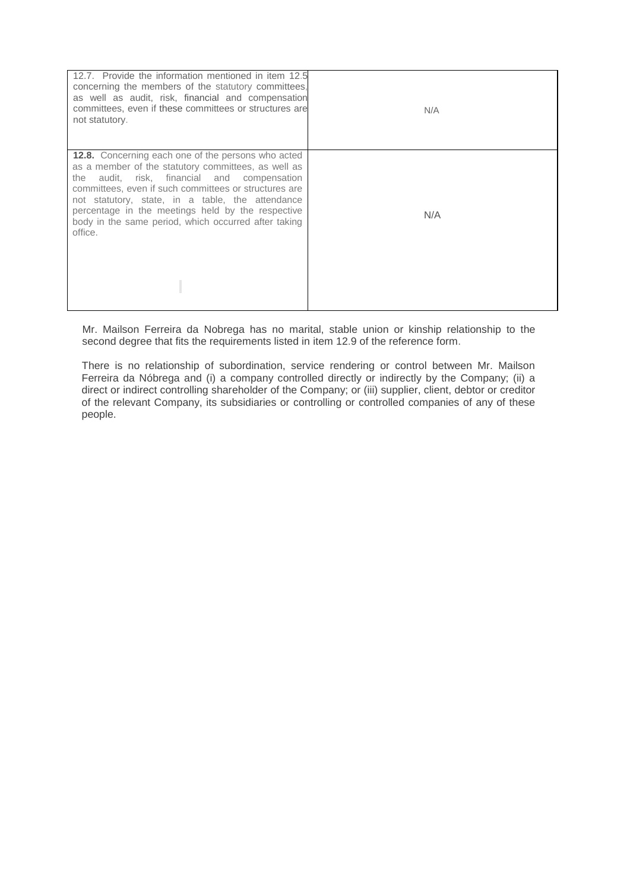| 12.7. Provide the information mentioned in item 12.5 concerning the members of the statutory committees, as well as audit, risk, financial and compensation committees, even if these committees or structures are not statutory. | N/A |
| --- | --- |
| **12.8.** Concerning each one of the persons who acted as a member of the statutory committees, as well as the audit, risk, financial and compensation committees, even if such committees or structures are not statutory, state, in a table, the attendance percentage in the meetings held by the respective body in the same period, which occurred after taking office. | N/A |

Mr. Mailson Ferreira da Nobrega has no marital, stable union or kinship relationship to the second degree that fits the requirements listed in item 12.9 of the reference form.

There is no relationship of subordination, service rendering or control between Mr. Mailson Ferreira da Nóbrega and (i) a company controlled directly or indirectly by the Company; (ii) a direct or indirect controlling shareholder of the Company; or (iii) supplier, client, debtor or creditor of the relevant Company, its subsidiaries or controlling or controlled companies of any of these people.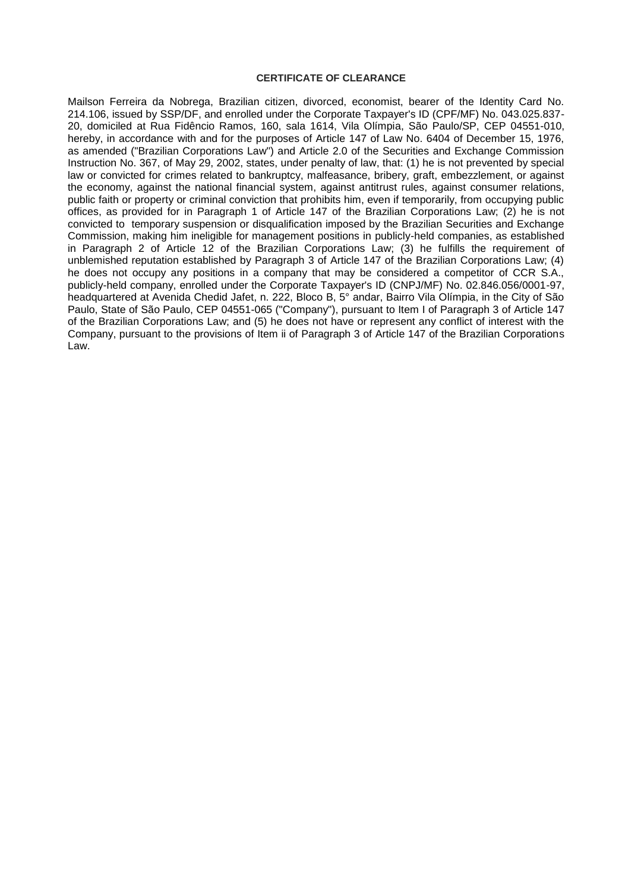**CERTIFICATE OF CLEARANCE**

Mailson Ferreira da Nobrega, Brazilian citizen, divorced, economist, bearer of the Identity Card No. 214.106, issued by SSP/DF, and enrolled under the Corporate Taxpayer's ID (CPF/MF) No. 043.025.837-20, domiciled at Rua Fidêncio Ramos, 160, sala 1614, Vila Olímpia, São Paulo/SP, CEP 04551-010, hereby, in accordance with and for the purposes of Article 147 of Law No. 6404 of December 15, 1976, as amended ("Brazilian Corporations Law") and Article 2.0 of the Securities and Exchange Commission Instruction No. 367, of May 29, 2002, states, under penalty of law, that: (1) he is not prevented by special law or convicted for crimes related to bankruptcy, malfeasance, bribery, graft, embezzlement, or against the economy, against the national financial system, against antitrust rules, against consumer relations, public faith or property or criminal conviction that prohibits him, even if temporarily, from occupying public offices, as provided for in Paragraph 1 of Article 147 of the Brazilian Corporations Law; (2) he is not convicted to temporary suspension or disqualification imposed by the Brazilian Securities and Exchange Commission, making him ineligible for management positions in publicly-held companies, as established in Paragraph 2 of Article 12 of the Brazilian Corporations Law; (3) he fulfills the requirement of unblemished reputation established by Paragraph 3 of Article 147 of the Brazilian Corporations Law; (4) he does not occupy any positions in a company that may be considered a competitor of CCR S.A., publicly-held company, enrolled under the Corporate Taxpayer's ID (CNPJ/MF) No. 02.846.056/0001-97, headquartered at Avenida Chedid Jafet, n. 222, Bloco B, 5° andar, Bairro Vila Olímpia, in the City of São Paulo, State of São Paulo, CEP 04551-065 ("Company"), pursuant to Item I of Paragraph 3 of Article 147 of the Brazilian Corporations Law; and (5) he does not have or represent any conflict of interest with the Company, pursuant to the provisions of Item ii of Paragraph 3 of Article 147 of the Brazilian Corporations Law.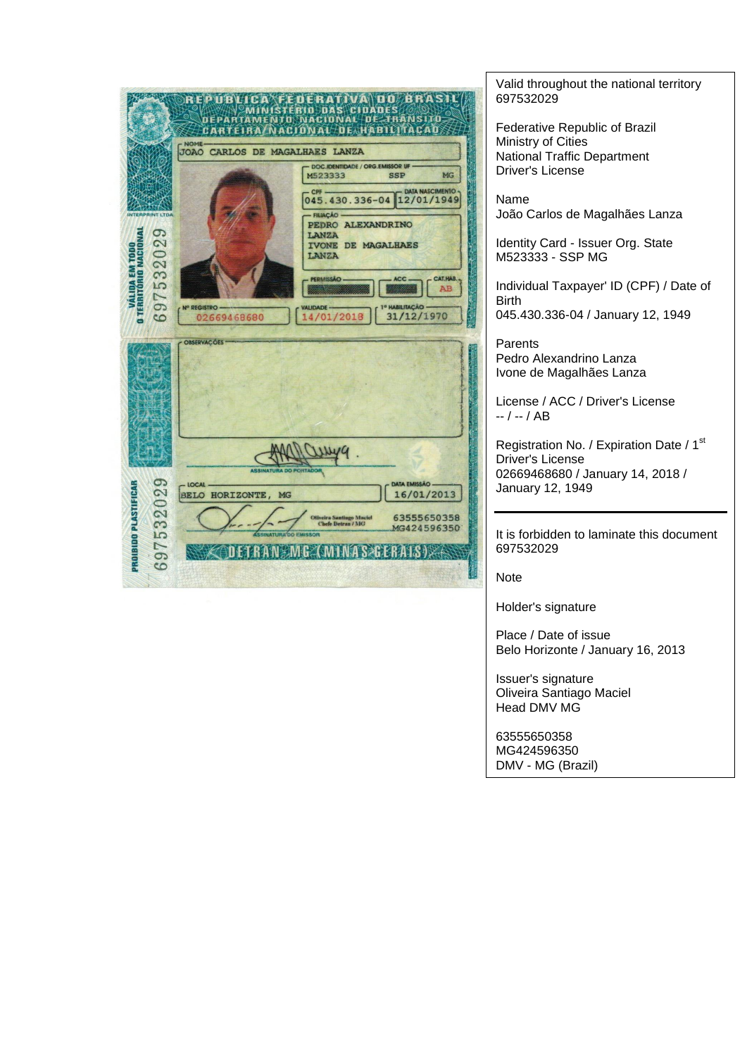REPÚBLICA FEDERATIVA DO BRASIL
MINISTÉRIO DAS CIDADES
DEPARTAMENTO NACIONAL DE TRÂNSITO
CARTEIRA NACIONAL DE HABILITAÇÃO

NOME
JOAO CARLOS DE MAGALHAES LANZA

DOC. IDENTIDADE / ORG. EMISSOR UF
M523333 SSP MG

CPF
045.430.336-04

DATA NASCIMENTO
12/01/1949

FILIAÇÃO
PEDRO ALEXANDRINO LANZA
IVONE DE MAGALHAES LANZA

PERMISSÃO | ACC | CAT. HAB.
AB

Nº REGISTRO
02669468680

VALIDADE
14/01/2018

1ª HABILITAÇÃO
31/12/1970

VÁLIDA EM TODO O TERRITÓRIO NACIONAL
697532029

OBSERVAÇÕES

ASSINATURA DO PORTADOR

LOCAL
BELO HORIZONTE, MG

DATA EMISSÃO
16/01/2013

Oliveira Santiago Maciel
Chefe Detran / MG

ASSINATURA DO EMISSOR

63555650358
MG424596350

DETRAN MG (MINAS GERAIS)

PROIBIDO PLASTIFICAR
697532029

---

Valid throughout the national territory
697532029

Federative Republic of Brazil
Ministry of Cities
National Traffic Department
Driver's License

Name
João Carlos de Magalhães Lanza

Identity Card - Issuer Org. State
M523333 - SSP MG

Individual Taxpayer' ID (CPF) / Date of Birth
045.430.336-04 / January 12, 1949

Parents
Pedro Alexandrino Lanza
Ivone de Magalhães Lanza

License / ACC / Driver's License
-- / -- / AB

Registration No. / Expiration Date / 1st Driver's License
02669468680 / January 14, 2018 / January 12, 1949

---

It is forbidden to laminate this document
697532029

Note

Holder's signature

Place / Date of issue
Belo Horizonte / January 16, 2013

Issuer's signature
Oliveira Santiago Maciel
Head DMV MG

63555650358
MG424596350
DMV - MG (Brazil)